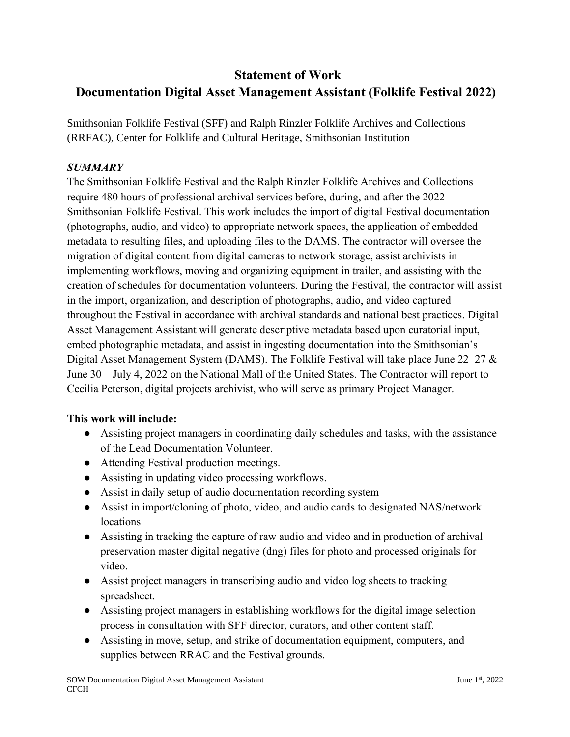# Statement of Work
# Documentation Digital Asset Management Assistant (Folklife Festival 2022)

Smithsonian Folklife Festival (SFF) and Ralph Rinzler Folklife Archives and Collections (RRFAC), Center for Folklife and Cultural Heritage, Smithsonian Institution

## *SUMMARY*

The Smithsonian Folklife Festival and the Ralph Rinzler Folklife Archives and Collections require 480 hours of professional archival services before, during, and after the 2022 Smithsonian Folklife Festival. This work includes the import of digital Festival documentation (photographs, audio, and video) to appropriate network spaces, the application of embedded metadata to resulting files, and uploading files to the DAMS. The contractor will oversee the migration of digital content from digital cameras to network storage, assist archivists in implementing workflows, moving and organizing equipment in trailer, and assisting with the creation of schedules for documentation volunteers. During the Festival, the contractor will assist in the import, organization, and description of photographs, audio, and video captured throughout the Festival in accordance with archival standards and national best practices. Digital Asset Management Assistant will generate descriptive metadata based upon curatorial input, embed photographic metadata, and assist in ingesting documentation into the Smithsonian's Digital Asset Management System (DAMS). The Folklife Festival will take place June 22–27 & June 30 – July 4, 2022 on the National Mall of the United States. The Contractor will report to Cecilia Peterson, digital projects archivist, who will serve as primary Project Manager.

**This work will include:**

- Assisting project managers in coordinating daily schedules and tasks, with the assistance of the Lead Documentation Volunteer.
- Attending Festival production meetings.
- Assisting in updating video processing workflows.
- Assist in daily setup of audio documentation recording system
- Assist in import/cloning of photo, video, and audio cards to designated NAS/network locations
- Assisting in tracking the capture of raw audio and video and in production of archival preservation master digital negative (dng) files for photo and processed originals for video.
- Assist project managers in transcribing audio and video log sheets to tracking spreadsheet.
- Assisting project managers in establishing workflows for the digital image selection process in consultation with SFF director, curators, and other content staff.
- Assisting in move, setup, and strike of documentation equipment, computers, and supplies between RRAC and the Festival grounds.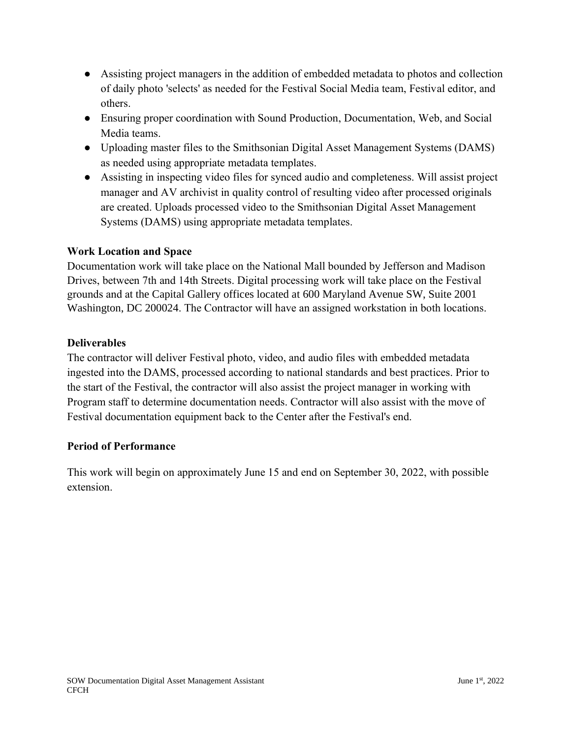- Assisting project managers in the addition of embedded metadata to photos and collection of daily photo 'selects' as needed for the Festival Social Media team, Festival editor, and others.
- Ensuring proper coordination with Sound Production, Documentation, Web, and Social Media teams.
- Uploading master files to the Smithsonian Digital Asset Management Systems (DAMS) as needed using appropriate metadata templates.
- Assisting in inspecting video files for synced audio and completeness. Will assist project manager and AV archivist in quality control of resulting video after processed originals are created. Uploads processed video to the Smithsonian Digital Asset Management Systems (DAMS) using appropriate metadata templates.

**Work Location and Space**

Documentation work will take place on the National Mall bounded by Jefferson and Madison Drives, between 7th and 14th Streets. Digital processing work will take place on the Festival grounds and at the Capital Gallery offices located at 600 Maryland Avenue SW, Suite 2001 Washington, DC 200024. The Contractor will have an assigned workstation in both locations.

**Deliverables**

The contractor will deliver Festival photo, video, and audio files with embedded metadata ingested into the DAMS, processed according to national standards and best practices. Prior to the start of the Festival, the contractor will also assist the project manager in working with Program staff to determine documentation needs. Contractor will also assist with the move of Festival documentation equipment back to the Center after the Festival's end.

**Period of Performance**

This work will begin on approximately June 15 and end on September 30, 2022, with possible extension.